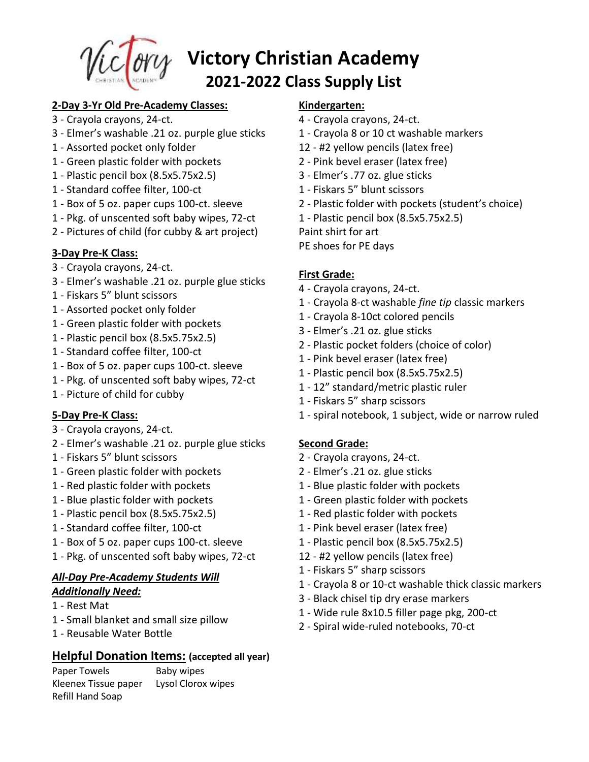# Victory Christian Academy

## 2021-2022 Class Supply List

**2-Day 3-Yr Old Pre-Academy Classes:**

3 - Crayola crayons, 24-ct.
3 - Elmer's washable .21 oz. purple glue sticks
1 - Assorted pocket only folder
1 - Green plastic folder with pockets
1 - Plastic pencil box (8.5x5.75x2.5)
1 - Standard coffee filter, 100-ct
1 - Box of 5 oz. paper cups 100-ct. sleeve
1 - Pkg. of unscented soft baby wipes, 72-ct
2 - Pictures of child (for cubby & art project)

**3-Day Pre-K Class:**

3 - Crayola crayons, 24-ct.
3 - Elmer's washable .21 oz. purple glue sticks
1 - Fiskars 5" blunt scissors
1 - Assorted pocket only folder
1 - Green plastic folder with pockets
1 - Plastic pencil box (8.5x5.75x2.5)
1 - Standard coffee filter, 100-ct
1 - Box of 5 oz. paper cups 100-ct. sleeve
1 - Pkg. of unscented soft baby wipes, 72-ct
1 - Picture of child for cubby

**5-Day Pre-K Class:**

3 - Crayola crayons, 24-ct.
2 - Elmer's washable .21 oz. purple glue sticks
1 - Fiskars 5" blunt scissors
1 - Green plastic folder with pockets
1 - Red plastic folder with pockets
1 - Blue plastic folder with pockets
1 - Plastic pencil box (8.5x5.75x2.5)
1 - Standard coffee filter, 100-ct
1 - Box of 5 oz. paper cups 100-ct. sleeve
1 - Pkg. of unscented soft baby wipes, 72-ct

***All-Day Pre-Academy Students Will Additionally Need:***

1 - Rest Mat
1 - Small blanket and small size pillow
1 - Reusable Water Bottle

## Helpful Donation Items: (accepted all year)

Paper Towels
Baby wipes
Kleenex Tissue paper
Lysol Clorox wipes
Refill Hand Soap

**Kindergarten:**

4 - Crayola crayons, 24-ct.
1 - Crayola 8 or 10 ct washable markers
12 - #2 yellow pencils (latex free)
2 - Pink bevel eraser (latex free)
3 - Elmer's .77 oz. glue sticks
1 - Fiskars 5" blunt scissors
2 - Plastic folder with pockets (student's choice)
1 - Plastic pencil box (8.5x5.75x2.5)
Paint shirt for art
PE shoes for PE days

**First Grade:**

4 - Crayola crayons, 24-ct.
1 - Crayola 8-ct washable *fine tip* classic markers
1 - Crayola 8-10ct colored pencils
3 - Elmer's .21 oz. glue sticks
2 - Plastic pocket folders (choice of color)
1 - Pink bevel eraser (latex free)
1 - Plastic pencil box (8.5x5.75x2.5)
1 - 12" standard/metric plastic ruler
1 - Fiskars 5" sharp scissors
1 - spiral notebook, 1 subject, wide or narrow ruled

**Second Grade:**

2 - Crayola crayons, 24-ct.
2 - Elmer's .21 oz. glue sticks
1 - Blue plastic folder with pockets
1 - Green plastic folder with pockets
1 - Red plastic folder with pockets
1 - Pink bevel eraser (latex free)
1 - Plastic pencil box (8.5x5.75x2.5)
12 - #2 yellow pencils (latex free)
1 - Fiskars 5" sharp scissors
1 - Crayola 8 or 10-ct washable thick classic markers
3 - Black chisel tip dry erase markers
1 - Wide rule 8x10.5 filler page pkg, 200-ct
2 - Spiral wide-ruled notebooks, 70-ct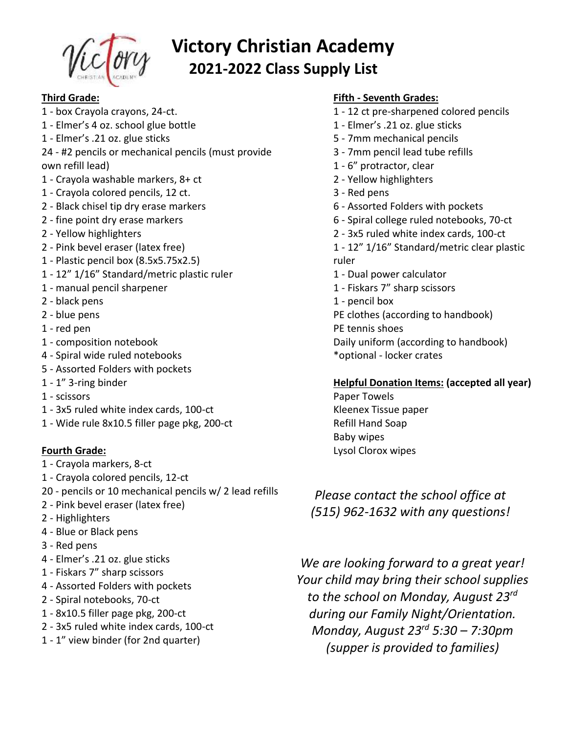# Victory Christian Academy

## 2021-2022 Class Supply List

**Third Grade:**

1 - box Crayola crayons, 24-ct.
1 - Elmer's 4 oz. school glue bottle
1 - Elmer's .21 oz. glue sticks
24 - #2 pencils or mechanical pencils (must provide own refill lead)
1 - Crayola washable markers, 8+ ct
1 - Crayola colored pencils, 12 ct.
2 - Black chisel tip dry erase markers
2 - fine point dry erase markers
2 - Yellow highlighters
2 - Pink bevel eraser (latex free)
1 - Plastic pencil box (8.5x5.75x2.5)
1 - 12" 1/16" Standard/metric plastic ruler
1 - manual pencil sharpener
2 - black pens
2 - blue pens
1 - red pen
1 - composition notebook
4 - Spiral wide ruled notebooks
5 - Assorted Folders with pockets
1 - 1" 3-ring binder
1 - scissors
1 - 3x5 ruled white index cards, 100-ct
1 - Wide rule 8x10.5 filler page pkg, 200-ct

**Fourth Grade:**

1 - Crayola markers, 8-ct
1 - Crayola colored pencils, 12-ct
20 - pencils or 10 mechanical pencils w/ 2 lead refills
2 - Pink bevel eraser (latex free)
2 - Highlighters
4 - Blue or Black pens
3 - Red pens
4 - Elmer's .21 oz. glue sticks
1 - Fiskars 7" sharp scissors
4 - Assorted Folders with pockets
2 - Spiral notebooks, 70-ct
1 - 8x10.5 filler page pkg, 200-ct
2 - 3x5 ruled white index cards, 100-ct
1 - 1" view binder (for 2nd quarter)

**Fifth - Seventh Grades:**

1 - 12 ct pre-sharpened colored pencils
1 - Elmer's .21 oz. glue sticks
5 - 7mm mechanical pencils
3 - 7mm pencil lead tube refills
1 - 6" protractor, clear
2 - Yellow highlighters
3 - Red pens
6 - Assorted Folders with pockets
6 - Spiral college ruled notebooks, 70-ct
2 - 3x5 ruled white index cards, 100-ct
1 - 12" 1/16" Standard/metric clear plastic ruler
1 - Dual power calculator
1 - Fiskars 7" sharp scissors
1 - pencil box
PE clothes (according to handbook)
PE tennis shoes
Daily uniform (according to handbook)
*optional - locker crates

**Helpful Donation Items: (accepted all year)**

Paper Towels
Kleenex Tissue paper
Refill Hand Soap
Baby wipes
Lysol Clorox wipes

*Please contact the school office at (515) 962-1632 with any questions!*

*We are looking forward to a great year! Your child may bring their school supplies to the school on Monday, August 23rd during our Family Night/Orientation. Monday, August 23rd 5:30 – 7:30pm (supper is provided to families)*